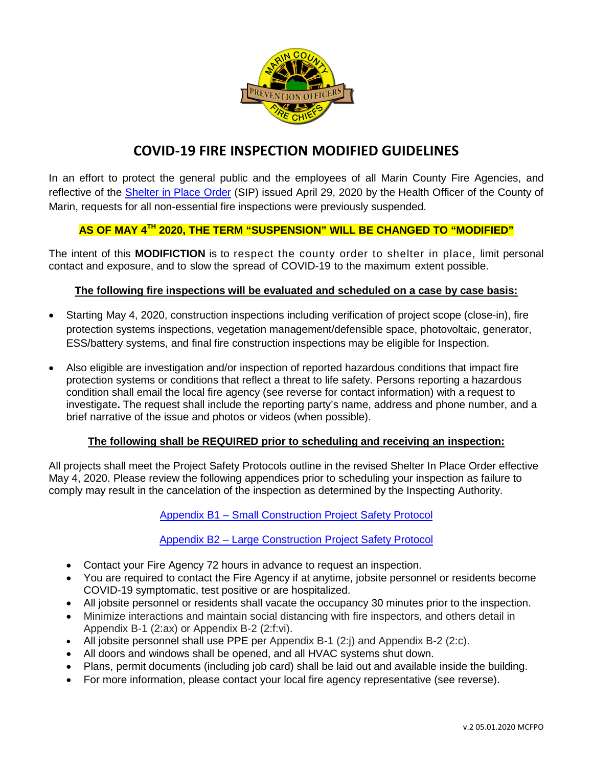# COVID-19 FIRE INSPECTION MODIFIED GUIDELINES

In an effort to protect the general public and the employees of all Marin County Fire Agencies, and reflective of the Shelter in Place Order (SIP) issued April 29, 2020 by the Health Officer of the County of Marin, requests for all non-essential fire inspections were previously suspended.

**AS OF MAY 4TH 2020, THE TERM "SUSPENSION" WILL BE CHANGED TO "MODIFIED"**

The intent of this **MODIFICTION** is to respect the county order to shelter in place, limit personal contact and exposure, and to slow the spread of COVID-19 to the maximum extent possible.

**The following fire inspections will be evaluated and scheduled on a case by case basis:**

- Starting May 4, 2020, construction inspections including verification of project scope (close-in), fire protection systems inspections, vegetation management/defensible space, photovoltaic, generator, ESS/battery systems, and final fire construction inspections may be eligible for Inspection.
- Also eligible are investigation and/or inspection of reported hazardous conditions that impact fire protection systems or conditions that reflect a threat to life safety. Persons reporting a hazardous condition shall email the local fire agency (see reverse for contact information) with a request to investigate. The request shall include the reporting party's name, address and phone number, and a brief narrative of the issue and photos or videos (when possible).

**The following shall be REQUIRED prior to scheduling and receiving an inspection:**

All projects shall meet the Project Safety Protocols outline in the revised Shelter In Place Order effective May 4, 2020. Please review the following appendices prior to scheduling your inspection as failure to comply may result in the cancelation of the inspection as determined by the Inspecting Authority.

Appendix B1 – Small Construction Project Safety Protocol

Appendix B2 – Large Construction Project Safety Protocol

- Contact your Fire Agency 72 hours in advance to request an inspection.
- You are required to contact the Fire Agency if at anytime, jobsite personnel or residents become COVID-19 symptomatic, test positive or are hospitalized.
- All jobsite personnel or residents shall vacate the occupancy 30 minutes prior to the inspection.
- Minimize interactions and maintain social distancing with fire inspectors, and others detail in Appendix B-1 (2:ax) or Appendix B-2 (2:f:vi).
- All jobsite personnel shall use PPE per Appendix B-1 (2:j) and Appendix B-2 (2:c).
- All doors and windows shall be opened, and all HVAC systems shut down.
- Plans, permit documents (including job card) shall be laid out and available inside the building.
- For more information, please contact your local fire agency representative (see reverse).

v.2 05.01.2020 MCFPO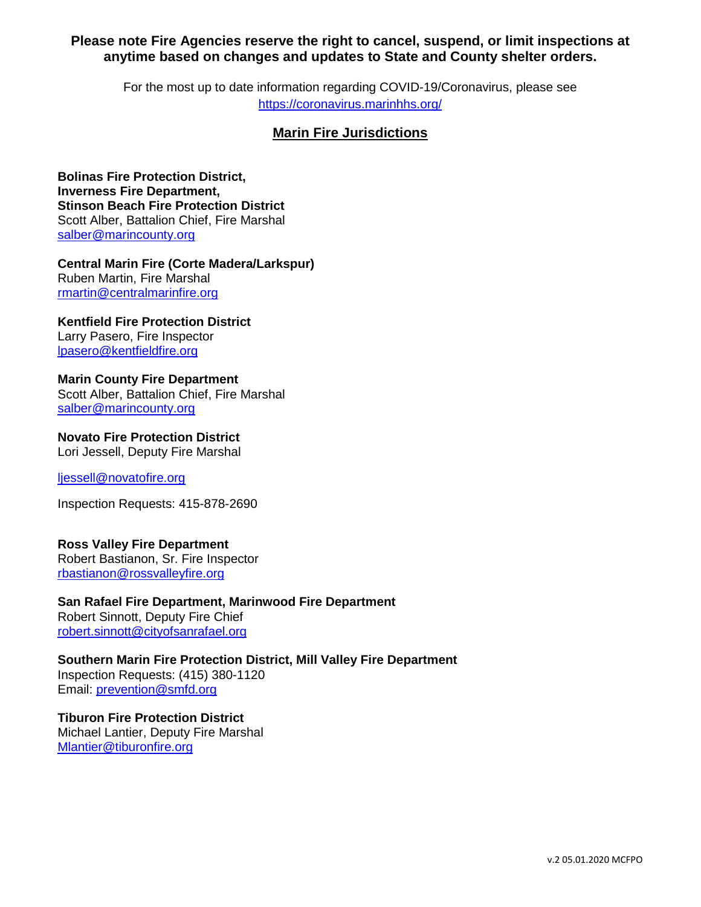**Please note Fire Agencies reserve the right to cancel, suspend, or limit inspections at anytime based on changes and updates to State and County shelter orders.**

For the most up to date information regarding COVID-19/Coronavirus, please see https://coronavirus.marinhhs.org/

## Marin Fire Jurisdictions

**Bolinas Fire Protection District,**
**Inverness Fire Department,**
**Stinson Beach Fire Protection District**
Scott Alber, Battalion Chief, Fire Marshal
salber@marincounty.org

**Central Marin Fire (Corte Madera/Larkspur)**
Ruben Martin, Fire Marshal
rmartin@centralmarinfire.org

**Kentfield Fire Protection District**
Larry Pasero, Fire Inspector
lpasero@kentfieldfire.org

**Marin County Fire Department**
Scott Alber, Battalion Chief, Fire Marshal
salber@marincounty.org

**Novato Fire Protection District**
Lori Jessell, Deputy Fire Marshal

ljessell@novatofire.org

Inspection Requests: 415-878-2690

**Ross Valley Fire Department**
Robert Bastianon, Sr. Fire Inspector
rbastianon@rossvalleyfire.org

**San Rafael Fire Department, Marinwood Fire Department**
Robert Sinnott, Deputy Fire Chief
robert.sinnott@cityofsanrafael.org

**Southern Marin Fire Protection District, Mill Valley Fire Department**
Inspection Requests: (415) 380-1120
Email: prevention@smfd.org

**Tiburon Fire Protection District**
Michael Lantier, Deputy Fire Marshal
Mlantier@tiburonfire.org

v.2 05.01.2020 MCFPO